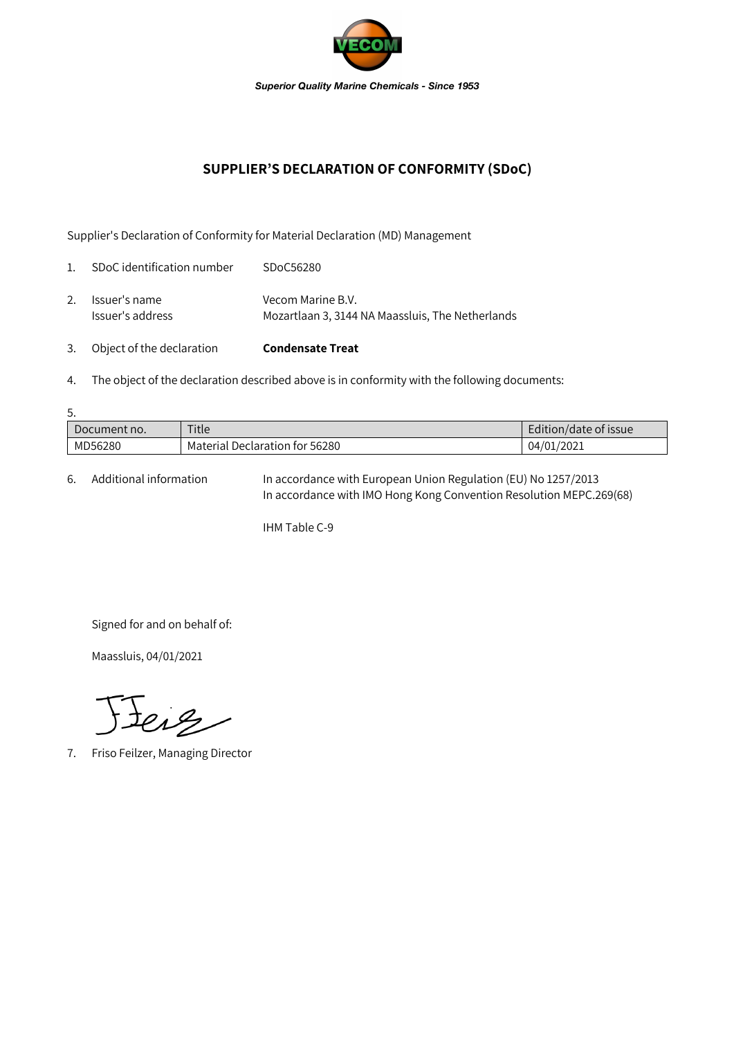*Superior Quality Marine Chemicals - Since 1953*

# SUPPLIER'S DECLARATION OF CONFORMITY (SDoC)

Supplier's Declaration of Conformity for Material Declaration (MD) Management

1. SDoC identification number SDoC56280

2. Issuer's name Vecom Marine B.V.
   Issuer's address Mozartlaan 3, 3144 NA Maassluis, The Netherlands

3. Object of the declaration **Condensate Treat**

4. The object of the declaration described above is in conformity with the following documents:

5.

| Document no. | Title | Edition/date of issue |
|---|---|---|
| MD56280 | Material Declaration for 56280 | 04/01/2021 |

6. Additional information In accordance with European Union Regulation (EU) No 1257/2013
   In accordance with IMO Hong Kong Convention Resolution MEPC.269(68)

   IHM Table C-9

Signed for and on behalf of:

Maassluis, 04/01/2021

7. Friso Feilzer, Managing Director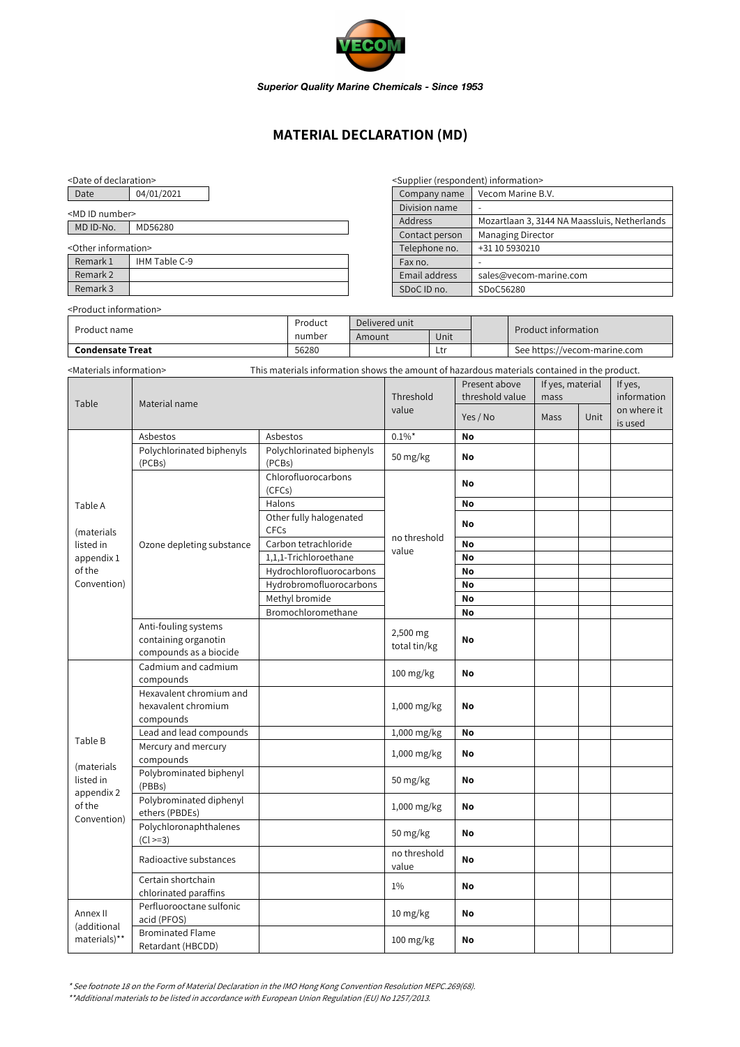VECOM

*Superior Quality Marine Chemicals - Since 1953*

# MATERIAL DECLARATION (MD)

<Date of declaration>

| | |
|---|---|
| Date | 04/01/2021 |

<MD ID number>

| | |
|---|---|
| MD ID-No. | MD56280 |

<Other information>

| | |
|---|---|
| Remark 1 | IHM Table C-9 |
| Remark 2 | |
| Remark 3 | |

<Supplier (respondent) information>

| | |
|---|---|
| Company name | Vecom Marine B.V. |
| Division name | - |
| Address | Mozartlaan 3, 3144 NA Maassluis, Netherlands |
| Contact person | Managing Director |
| Telephone no. | +31 10 5930210 |
| Fax no. | - |
| Email address | sales@vecom-marine.com |
| SDoC ID no. | SDoC56280 |

<Product information>

| Product name | Product number | Delivered unit | | | Product information |
|---|---|---|---|---|---|
| | | Amount | Unit | | |
| **Condensate Treat** | 56280 | | Ltr | | See https://vecom-marine.com |

<Materials information> This materials information shows the amount of hazardous materials contained in the product.

| Table | Material name | | Threshold value | Present above threshold value | If yes, material mass | | If yes, information on where it is used |
|---|---|---|---|---|---|---|---|
| | | | | Yes / No | Mass | Unit | |
| Table A (materials listed in appendix 1 of the Convention) | Asbestos | Asbestos | 0.1%* | **No** | | | |
| | Polychlorinated biphenyls (PCBs) | Polychlorinated biphenyls (PCBs) | 50 mg/kg | **No** | | | |
| | Ozone depleting substance | Chlorofluorocarbons (CFCs) | no threshold value | **No** | | | |
| | | Halons | | **No** | | | |
| | | Other fully halogenated CFCs | | **No** | | | |
| | | Carbon tetrachloride | | **No** | | | |
| | | 1,1,1-Trichloroethane | | **No** | | | |
| | | Hydrochlorofluorocarbons | | **No** | | | |
| | | Hydrobromofluorocarbons | | **No** | | | |
| | | Methyl bromide | | **No** | | | |
| | | Bromochloromethane | | **No** | | | |
| | Anti-fouling systems containing organotin compounds as a biocide | | 2,500 mg total tin/kg | **No** | | | |
| Table B (materials listed in appendix 2 of the Convention) | Cadmium and cadmium compounds | | 100 mg/kg | **No** | | | |
| | Hexavalent chromium and hexavalent chromium compounds | | 1,000 mg/kg | **No** | | | |
| | Lead and lead compounds | | 1,000 mg/kg | **No** | | | |
| | Mercury and mercury compounds | | 1,000 mg/kg | **No** | | | |
| | Polybrominated biphenyl (PBBs) | | 50 mg/kg | **No** | | | |
| | Polybrominated diphenyl ethers (PBDEs) | | 1,000 mg/kg | **No** | | | |
| | Polychloronaphthalenes (Cl >=3) | | 50 mg/kg | **No** | | | |
| | Radioactive substances | | no threshold value | **No** | | | |
| | Certain shortchain chlorinated paraffins | | 1% | **No** | | | |
| Annex II (additional materials)** | Perfluorooctane sulfonic acid (PFOS) | | 10 mg/kg | **No** | | | |
| | Brominated Flame Retardant (HBCDD) | | 100 mg/kg | **No** | | | |

*\* See footnote 18 on the Form of Material Declaration in the IMO Hong Kong Convention Resolution MEPC.269(68).*

*\*\*Additional materials to be listed in accordance with European Union Regulation (EU) No 1257/2013.*